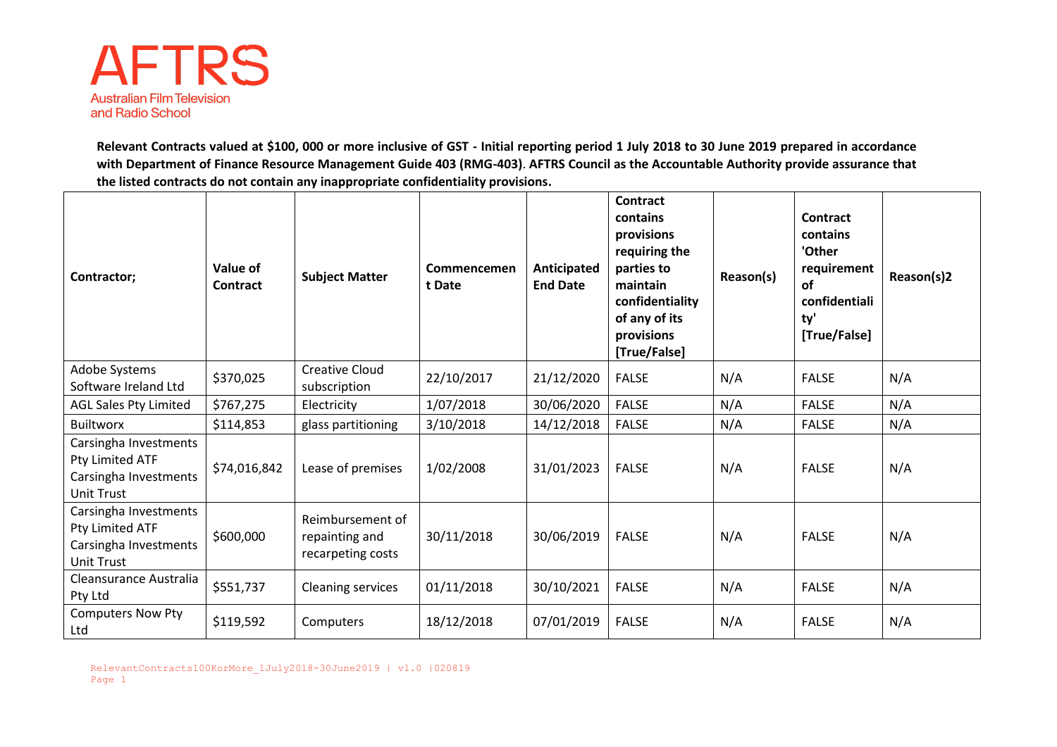# AFTRS

Australian Film Television and Radio School

**Relevant Contracts valued at $100, 000 or more inclusive of GST - Initial reporting period 1 July 2018 to 30 June 2019 prepared in accordance with Department of Finance Resource Management Guide 403 (RMG-403)**. **AFTRS Council as the Accountable Authority provide assurance that the listed contracts do not contain any inappropriate confidentiality provisions.**

| Contractor; | Value of Contract | Subject Matter | Commencement Date | Anticipated End Date | Contract contains provisions requiring the parties to maintain confidentiality of any of its provisions [True/False] | Reason(s) | Contract contains 'Other requirement of confidentiality' [True/False] | Reason(s)2 |
|---|---|---|---|---|---|---|---|---|
| Adobe Systems Software Ireland Ltd | $370,025 | Creative Cloud subscription | 22/10/2017 | 21/12/2020 | FALSE | N/A | FALSE | N/A |
| AGL Sales Pty Limited | $767,275 | Electricity | 1/07/2018 | 30/06/2020 | FALSE | N/A | FALSE | N/A |
| Builtworx | $114,853 | glass partitioning | 3/10/2018 | 14/12/2018 | FALSE | N/A | FALSE | N/A |
| Carsingha Investments Pty Limited ATF Carsingha Investments Unit Trust | $74,016,842 | Lease of premises | 1/02/2008 | 31/01/2023 | FALSE | N/A | FALSE | N/A |
| Carsingha Investments Pty Limited ATF Carsingha Investments Unit Trust | $600,000 | Reimbursement of repainting and recarpeting costs | 30/11/2018 | 30/06/2019 | FALSE | N/A | FALSE | N/A |
| Cleansurance Australia Pty Ltd | $551,737 | Cleaning services | 01/11/2018 | 30/10/2021 | FALSE | N/A | FALSE | N/A |
| Computers Now Pty Ltd | $119,592 | Computers | 18/12/2018 | 07/01/2019 | FALSE | N/A | FALSE | N/A |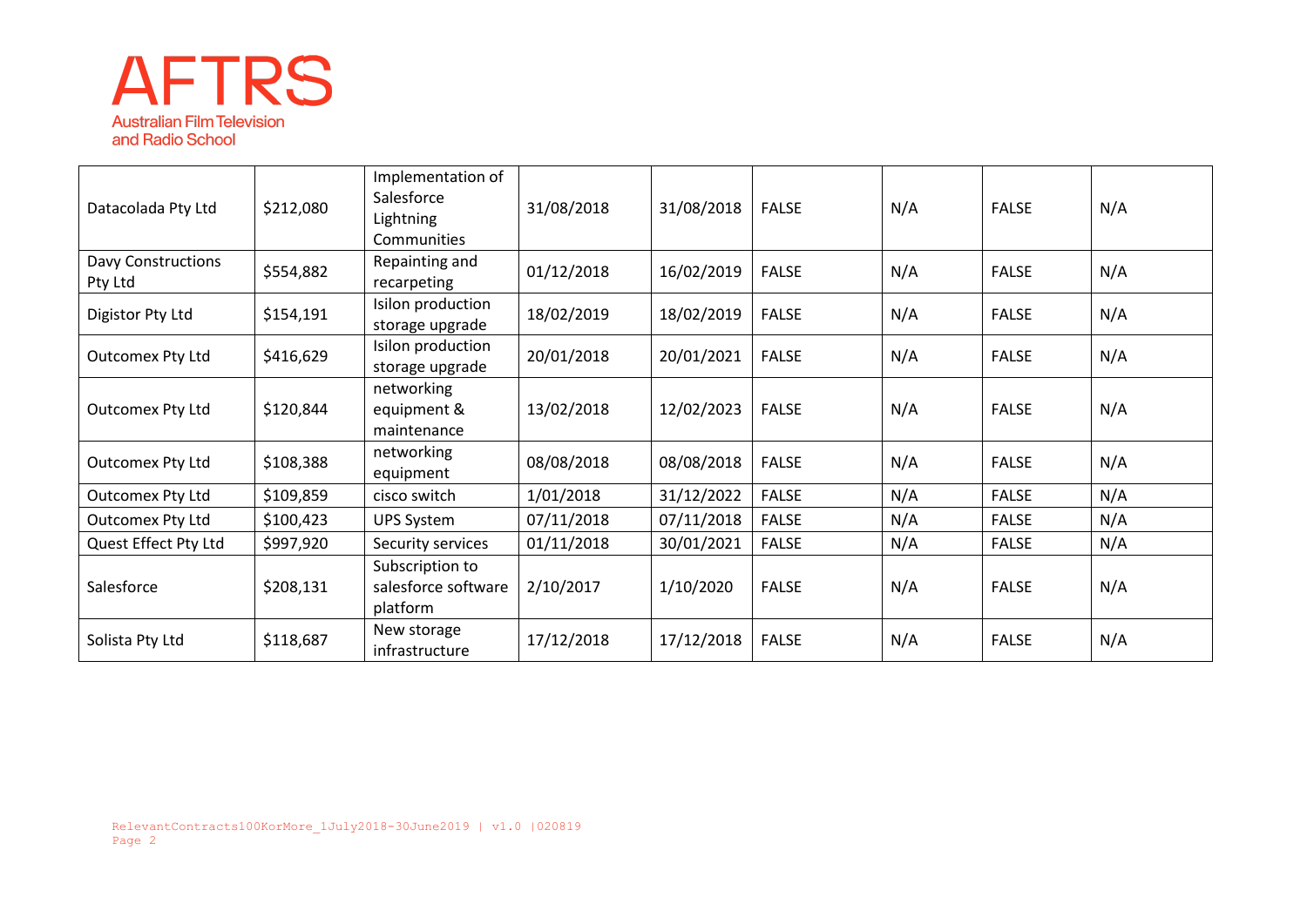| | | | | | | | | |
|---|---|---|---|---|---|---|---|---|
| Datacolada Pty Ltd | $212,080 | Implementation of Salesforce Lightning Communities | 31/08/2018 | 31/08/2018 | FALSE | N/A | FALSE | N/A |
| Davy Constructions Pty Ltd | $554,882 | Repainting and recarpeting | 01/12/2018 | 16/02/2019 | FALSE | N/A | FALSE | N/A |
| Digistor Pty Ltd | $154,191 | Isilon production storage upgrade | 18/02/2019 | 18/02/2019 | FALSE | N/A | FALSE | N/A |
| Outcomex Pty Ltd | $416,629 | Isilon production storage upgrade | 20/01/2018 | 20/01/2021 | FALSE | N/A | FALSE | N/A |
| Outcomex Pty Ltd | $120,844 | networking equipment & maintenance | 13/02/2018 | 12/02/2023 | FALSE | N/A | FALSE | N/A |
| Outcomex Pty Ltd | $108,388 | networking equipment | 08/08/2018 | 08/08/2018 | FALSE | N/A | FALSE | N/A |
| Outcomex Pty Ltd | $109,859 | cisco switch | 1/01/2018 | 31/12/2022 | FALSE | N/A | FALSE | N/A |
| Outcomex Pty Ltd | $100,423 | UPS System | 07/11/2018 | 07/11/2018 | FALSE | N/A | FALSE | N/A |
| Quest Effect Pty Ltd | $997,920 | Security services | 01/11/2018 | 30/01/2021 | FALSE | N/A | FALSE | N/A |
| Salesforce | $208,131 | Subscription to salesforce software platform | 2/10/2017 | 1/10/2020 | FALSE | N/A | FALSE | N/A |
| Solista Pty Ltd | $118,687 | New storage infrastructure | 17/12/2018 | 17/12/2018 | FALSE | N/A | FALSE | N/A |